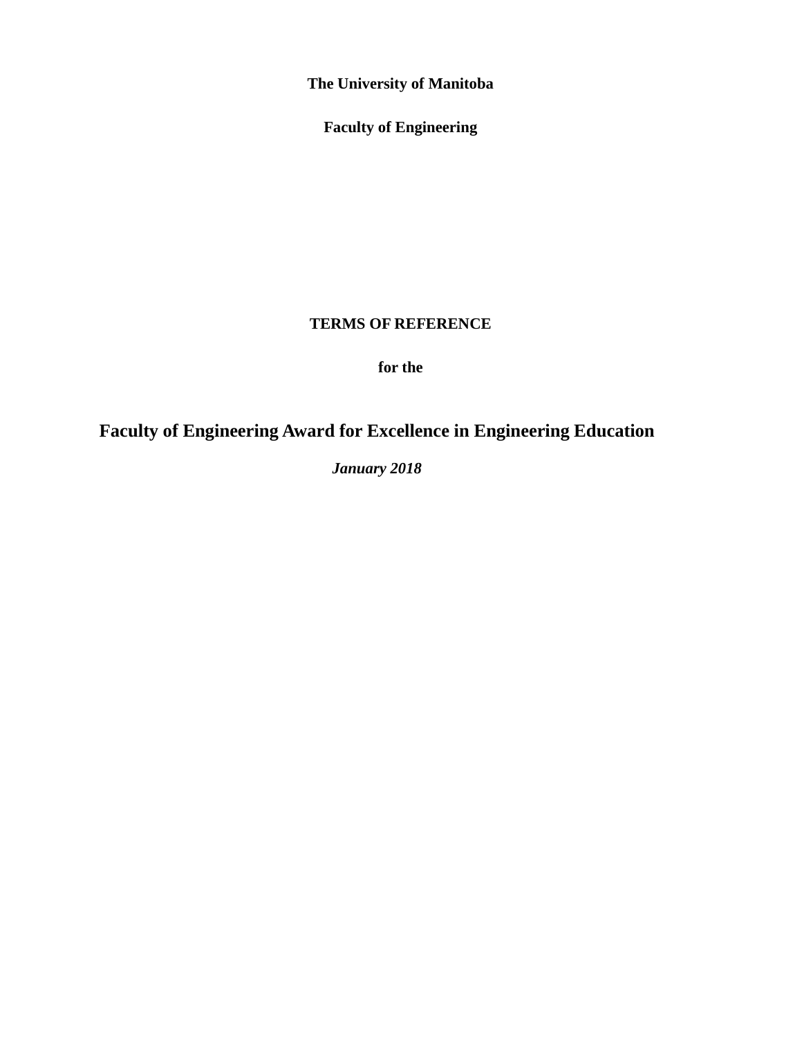**The University of Manitoba**

**Faculty of Engineering**

**TERMS OF REFERENCE**

**for the**

# Faculty of Engineering Award for Excellence in Engineering Education

***January 2018***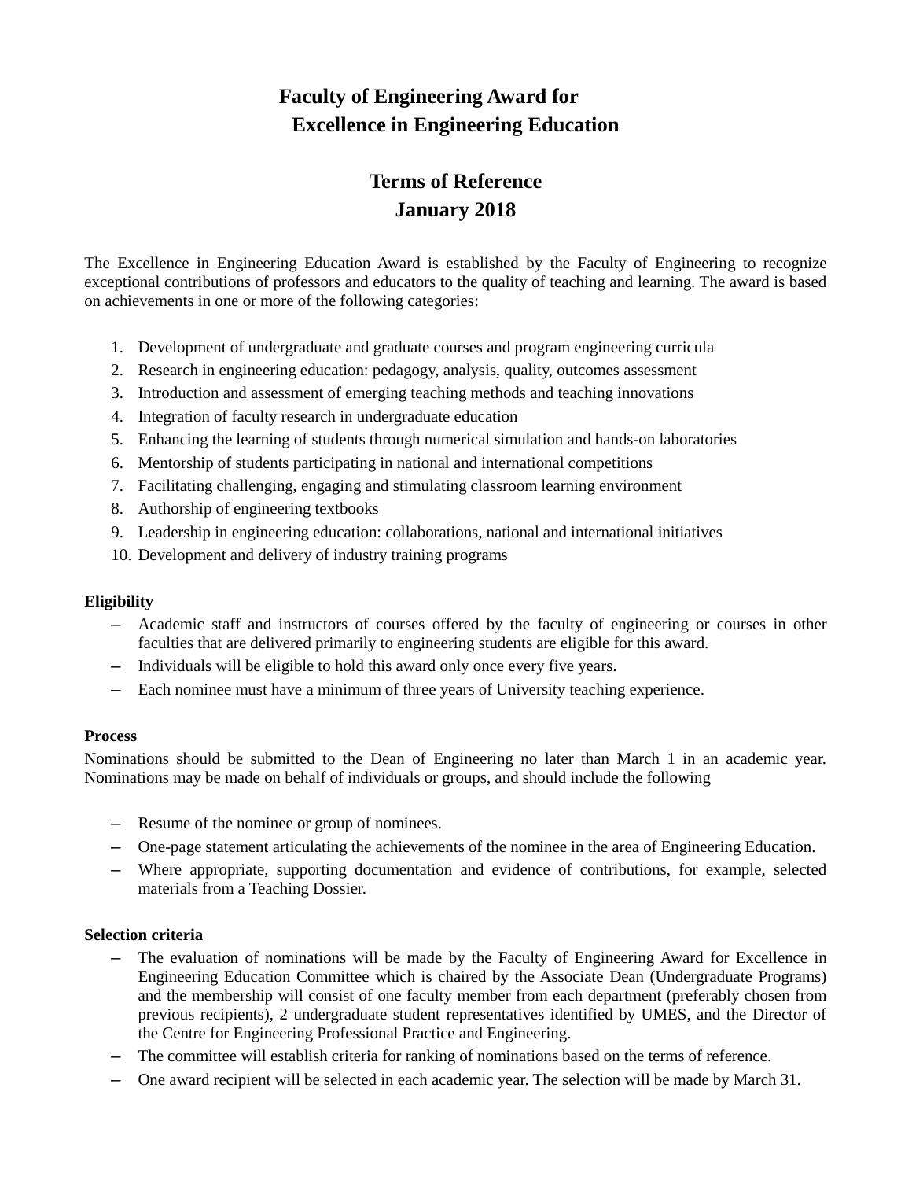# Faculty of Engineering Award for Excellence in Engineering Education

## Terms of Reference
## January 2018

The Excellence in Engineering Education Award is established by the Faculty of Engineering to recognize exceptional contributions of professors and educators to the quality of teaching and learning. The award is based on achievements in one or more of the following categories:

1. Development of undergraduate and graduate courses and program engineering curricula
2. Research in engineering education: pedagogy, analysis, quality, outcomes assessment
3. Introduction and assessment of emerging teaching methods and teaching innovations
4. Integration of faculty research in undergraduate education
5. Enhancing the learning of students through numerical simulation and hands-on laboratories
6. Mentorship of students participating in national and international competitions
7. Facilitating challenging, engaging and stimulating classroom learning environment
8. Authorship of engineering textbooks
9. Leadership in engineering education: collaborations, national and international initiatives
10. Development and delivery of industry training programs

**Eligibility**

- Academic staff and instructors of courses offered by the faculty of engineering or courses in other faculties that are delivered primarily to engineering students are eligible for this award.
- Individuals will be eligible to hold this award only once every five years.
- Each nominee must have a minimum of three years of University teaching experience.

**Process**

Nominations should be submitted to the Dean of Engineering no later than March 1 in an academic year. Nominations may be made on behalf of individuals or groups, and should include the following

- Resume of the nominee or group of nominees.
- One-page statement articulating the achievements of the nominee in the area of Engineering Education.
- Where appropriate, supporting documentation and evidence of contributions, for example, selected materials from a Teaching Dossier.

**Selection criteria**

- The evaluation of nominations will be made by the Faculty of Engineering Award for Excellence in Engineering Education Committee which is chaired by the Associate Dean (Undergraduate Programs) and the membership will consist of one faculty member from each department (preferably chosen from previous recipients), 2 undergraduate student representatives identified by UMES, and the Director of the Centre for Engineering Professional Practice and Engineering.
- The committee will establish criteria for ranking of nominations based on the terms of reference.
- One award recipient will be selected in each academic year. The selection will be made by March 31.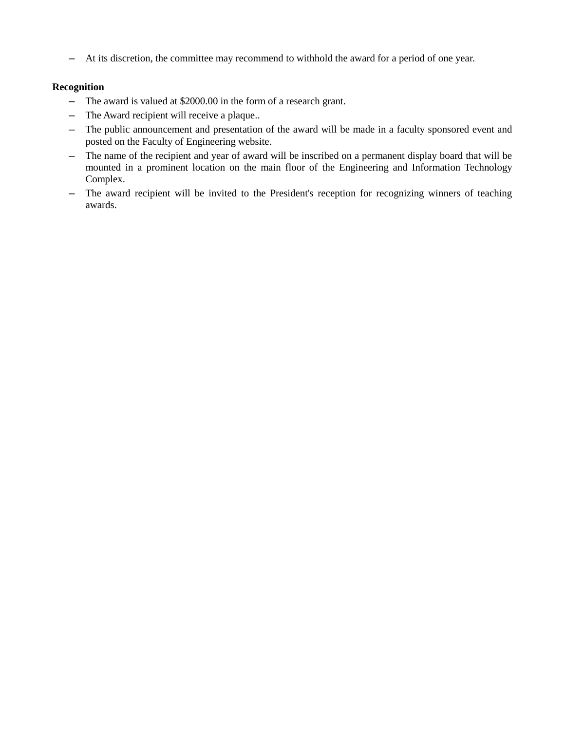- At its discretion, the committee may recommend to withhold the award for a period of one year.

**Recognition**

- The award is valued at $2000.00 in the form of a research grant.
- The Award recipient will receive a plaque..
- The public announcement and presentation of the award will be made in a faculty sponsored event and posted on the Faculty of Engineering website.
- The name of the recipient and year of award will be inscribed on a permanent display board that will be mounted in a prominent location on the main floor of the Engineering and Information Technology Complex.
- The award recipient will be invited to the President's reception for recognizing winners of teaching awards.